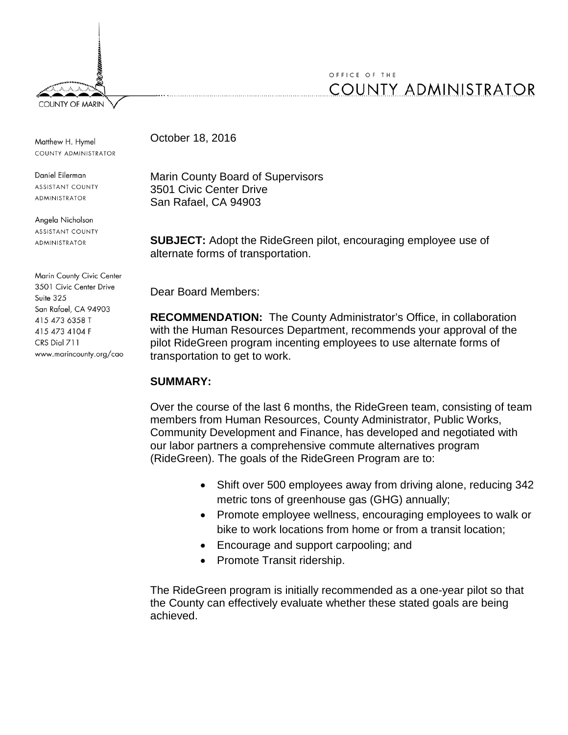COUNTY OF MARIN

OFFICE OF THE

# COUNTY ADMINISTRATOR

Matthew H. Hymel
COUNTY ADMINISTRATOR

Daniel Eilerman
ASSISTANT COUNTY ADMINISTRATOR

Angela Nicholson
ASSISTANT COUNTY ADMINISTRATOR

Marin County Civic Center
3501 Civic Center Drive
Suite 325
San Rafael, CA 94903
415 473 6358 T
415 473 4104 F
CRS Dial 711
www.marincounty.org/cao

October 18, 2016

Marin County Board of Supervisors
3501 Civic Center Drive
San Rafael, CA 94903

**SUBJECT:** Adopt the RideGreen pilot, encouraging employee use of alternate forms of transportation.

Dear Board Members:

**RECOMMENDATION:** The County Administrator's Office, in collaboration with the Human Resources Department, recommends your approval of the pilot RideGreen program incenting employees to use alternate forms of transportation to get to work.

**SUMMARY:**

Over the course of the last 6 months, the RideGreen team, consisting of team members from Human Resources, County Administrator, Public Works, Community Development and Finance, has developed and negotiated with our labor partners a comprehensive commute alternatives program (RideGreen). The goals of the RideGreen Program are to:

- Shift over 500 employees away from driving alone, reducing 342 metric tons of greenhouse gas (GHG) annually;
- Promote employee wellness, encouraging employees to walk or bike to work locations from home or from a transit location;
- Encourage and support carpooling; and
- Promote Transit ridership.

The RideGreen program is initially recommended as a one-year pilot so that the County can effectively evaluate whether these stated goals are being achieved.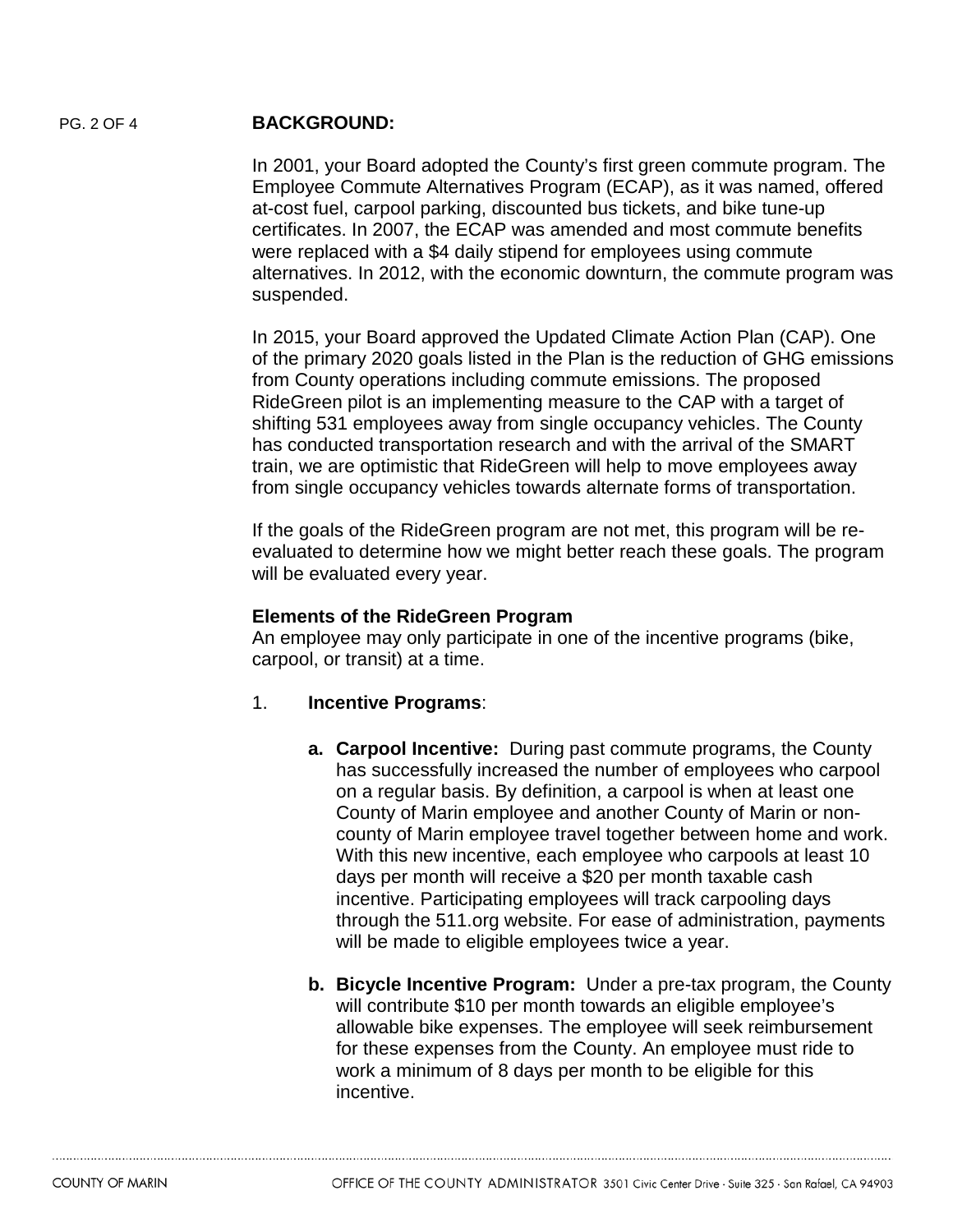## BACKGROUND:

In 2001, your Board adopted the County's first green commute program. The Employee Commute Alternatives Program (ECAP), as it was named, offered at-cost fuel, carpool parking, discounted bus tickets, and bike tune-up certificates. In 2007, the ECAP was amended and most commute benefits were replaced with a $4 daily stipend for employees using commute alternatives. In 2012, with the economic downturn, the commute program was suspended.

In 2015, your Board approved the Updated Climate Action Plan (CAP). One of the primary 2020 goals listed in the Plan is the reduction of GHG emissions from County operations including commute emissions. The proposed RideGreen pilot is an implementing measure to the CAP with a target of shifting 531 employees away from single occupancy vehicles. The County has conducted transportation research and with the arrival of the SMART train, we are optimistic that RideGreen will help to move employees away from single occupancy vehicles towards alternate forms of transportation.

If the goals of the RideGreen program are not met, this program will be re-evaluated to determine how we might better reach these goals. The program will be evaluated every year.

### Elements of the RideGreen Program

An employee may only participate in one of the incentive programs (bike, carpool, or transit) at a time.

1. **Incentive Programs**:

   a. **Carpool Incentive:** During past commute programs, the County has successfully increased the number of employees who carpool on a regular basis. By definition, a carpool is when at least one County of Marin employee and another County of Marin or non-county of Marin employee travel together between home and work. With this new incentive, each employee who carpools at least 10 days per month will receive a $20 per month taxable cash incentive. Participating employees will track carpooling days through the 511.org website. For ease of administration, payments will be made to eligible employees twice a year.

   b. **Bicycle Incentive Program:** Under a pre-tax program, the County will contribute $10 per month towards an eligible employee's allowable bike expenses. The employee will seek reimbursement for these expenses from the County. An employee must ride to work a minimum of 8 days per month to be eligible for this incentive.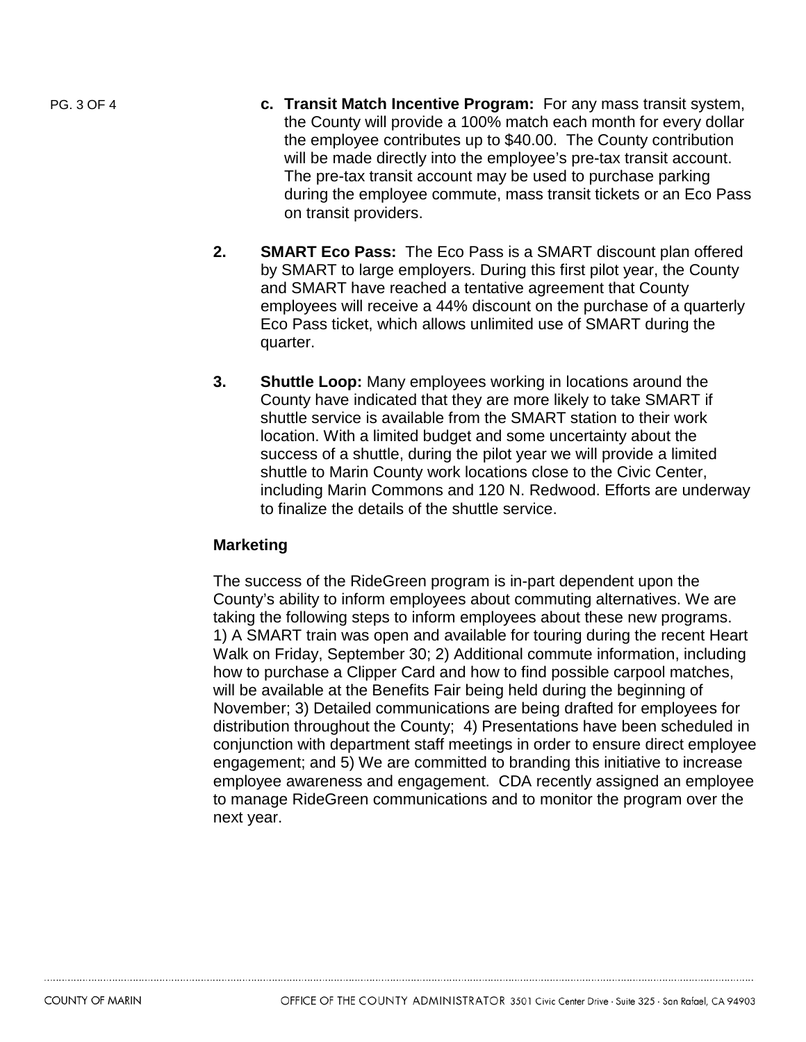c. **Transit Match Incentive Program:** For any mass transit system, the County will provide a 100% match each month for every dollar the employee contributes up to $40.00. The County contribution will be made directly into the employee's pre-tax transit account. The pre-tax transit account may be used to purchase parking during the employee commute, mass transit tickets or an Eco Pass on transit providers.

2. **SMART Eco Pass:** The Eco Pass is a SMART discount plan offered by SMART to large employers. During this first pilot year, the County and SMART have reached a tentative agreement that County employees will receive a 44% discount on the purchase of a quarterly Eco Pass ticket, which allows unlimited use of SMART during the quarter.

3. **Shuttle Loop:** Many employees working in locations around the County have indicated that they are more likely to take SMART if shuttle service is available from the SMART station to their work location. With a limited budget and some uncertainty about the success of a shuttle, during the pilot year we will provide a limited shuttle to Marin County work locations close to the Civic Center, including Marin Commons and 120 N. Redwood. Efforts are underway to finalize the details of the shuttle service.

**Marketing**

The success of the RideGreen program is in-part dependent upon the County's ability to inform employees about commuting alternatives. We are taking the following steps to inform employees about these new programs. 1) A SMART train was open and available for touring during the recent Heart Walk on Friday, September 30; 2) Additional commute information, including how to purchase a Clipper Card and how to find possible carpool matches, will be available at the Benefits Fair being held during the beginning of November; 3) Detailed communications are being drafted for employees for distribution throughout the County; 4) Presentations have been scheduled in conjunction with department staff meetings in order to ensure direct employee engagement; and 5) We are committed to branding this initiative to increase employee awareness and engagement. CDA recently assigned an employee to manage RideGreen communications and to monitor the program over the next year.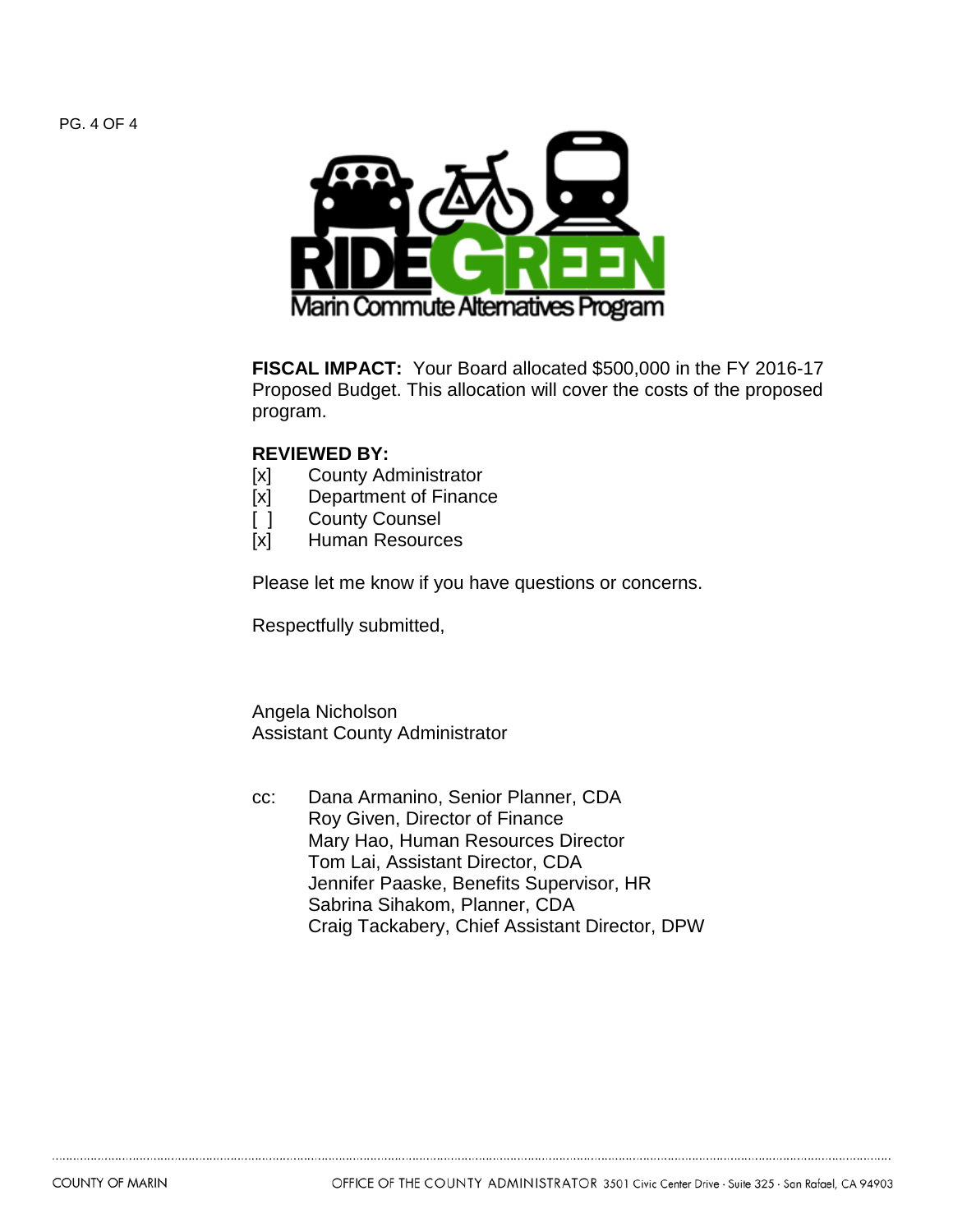**FISCAL IMPACT:** Your Board allocated $500,000 in the FY 2016-17 Proposed Budget. This allocation will cover the costs of the proposed program.

**REVIEWED BY:**

[x] County Administrator
[x] Department of Finance
[ ] County Counsel
[x] Human Resources

Please let me know if you have questions or concerns.

Respectfully submitted,

Angela Nicholson
Assistant County Administrator

cc: Dana Armanino, Senior Planner, CDA
Roy Given, Director of Finance
Mary Hao, Human Resources Director
Tom Lai, Assistant Director, CDA
Jennifer Paaske, Benefits Supervisor, HR
Sabrina Sihakom, Planner, CDA
Craig Tackabery, Chief Assistant Director, DPW